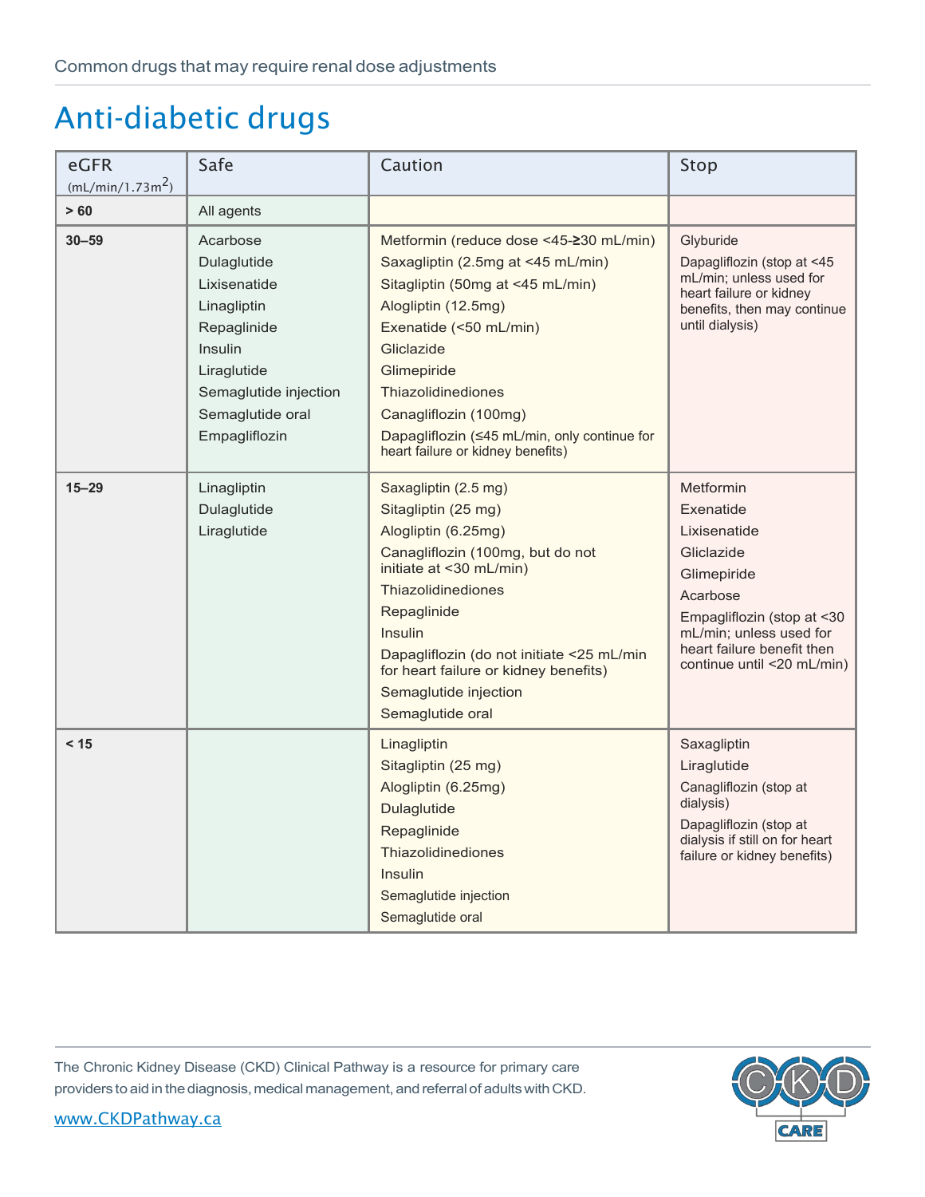Common drugs that may require renal dose adjustments

# Anti-diabetic drugs

| eGFR (mL/min/1.73m$^2$) | Safe | Caution | Stop |
|---|---|---|---|
| **> 60** | All agents | | |
| **30–59** | Acarbose<br>Dulaglutide<br>Lixisenatide<br>Linagliptin<br>Repaglinide<br>Insulin<br>Liraglutide<br>Semaglutide injection<br>Semaglutide oral<br>Empagliflozin | Metformin (reduce dose <45-≥30 mL/min)<br>Saxagliptin (2.5mg at <45 mL/min)<br>Sitagliptin (50mg at <45 mL/min)<br>Alogliptin (12.5mg)<br>Exenatide (<50 mL/min)<br>Gliclazide<br>Glimepiride<br>Thiazolidinediones<br>Canagliflozin (100mg)<br>Dapagliflozin (≤45 mL/min, only continue for heart failure or kidney benefits) | Glyburide<br>Dapagliflozin (stop at <45 mL/min; unless used for heart failure or kidney benefits, then may continue until dialysis) |
| **15–29** | Linagliptin<br>Dulaglutide<br>Liraglutide | Saxagliptin (2.5 mg)<br>Sitagliptin (25 mg)<br>Alogliptin (6.25mg)<br>Canagliflozin (100mg, but do not initiate at <30 mL/min)<br>Thiazolidinediones<br>Repaglinide<br>Insulin<br>Dapagliflozin (do not initiate <25 mL/min for heart failure or kidney benefits)<br>Semaglutide injection<br>Semaglutide oral | Metformin<br>Exenatide<br>Lixisenatide<br>Gliclazide<br>Glimepiride<br>Acarbose<br>Empagliflozin (stop at <30 mL/min; unless used for heart failure benefit then continue until <20 mL/min) |
| **< 15** | | Linagliptin<br>Sitagliptin (25 mg)<br>Alogliptin (6.25mg)<br>Dulaglutide<br>Repaglinide<br>Thiazolidinediones<br>Insulin<br>Semaglutide injection<br>Semaglutide oral | Saxagliptin<br>Liraglutide<br>Canagliflozin (stop at dialysis)<br>Dapagliflozin (stop at dialysis if still on for heart failure or kidney benefits) |

The Chronic Kidney Disease (CKD) Clinical Pathway is a resource for primary care providers to aid in the diagnosis, medical management, and referral of adults with CKD.

www.CKDPathway.ca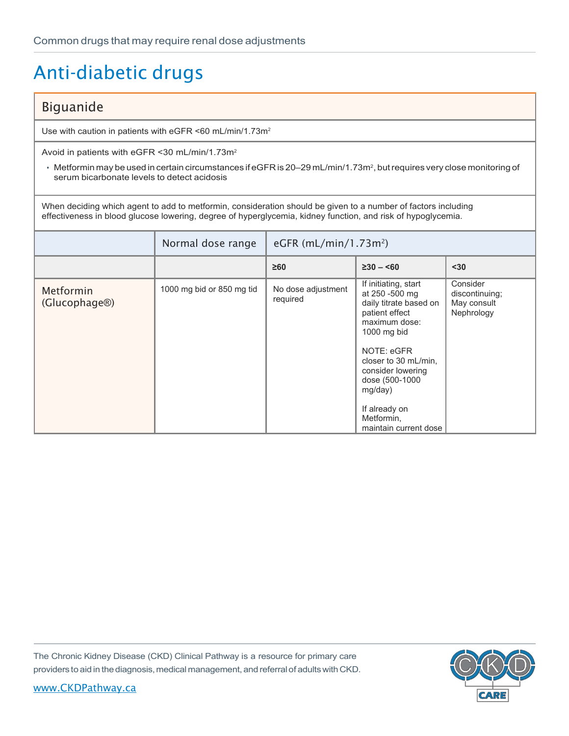# Anti-diabetic drugs

## Biguanide

Use with caution in patients with eGFR <60 mL/min/1.73m$^2$

Avoid in patients with eGFR <30 mL/min/1.73m$^2$

- Metformin may be used in certain circumstances if eGFR is 20–29 mL/min/1.73m$^2$, but requires very close monitoring of serum bicarbonate levels to detect acidosis

When deciding which agent to add to metformin, consideration should be given to a number of factors including effectiveness in blood glucose lowering, degree of hyperglycemia, kidney function, and risk of hypoglycemia.

| | Normal dose range | eGFR (mL/min/1.73m$^2$) | | |
|---|---|---|---|---|
| | | **≥60** | **≥30 – <60** | **<30** |
| Metformin (Glucophage®) | 1000 mg bid or 850 mg tid | No dose adjustment required | If initiating, start at 250 -500 mg daily titrate based on patient effect maximum dose: 1000 mg bid<br><br>NOTE: eGFR closer to 30 mL/min, consider lowering dose (500-1000 mg/day)<br><br>If already on Metformin, maintain current dose | Consider discontinuing; May consult Nephrology |

The Chronic Kidney Disease (CKD) Clinical Pathway is a resource for primary care providers to aid in the diagnosis, medical management, and referral of adults with CKD.

www.CKDPathway.ca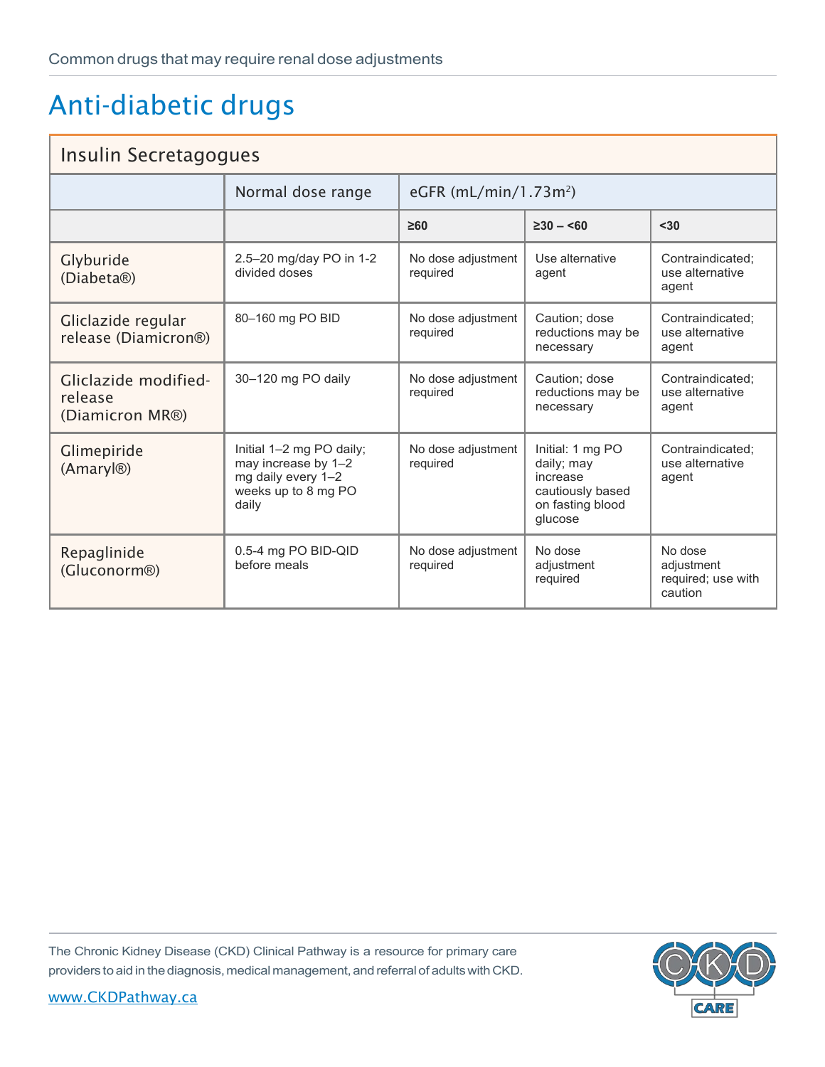# Anti-diabetic drugs

| Insulin Secretagogues | | | | |
|---|---|---|---|---|
| | Normal dose range | eGFR (mL/min/1.73m$^2$) | | |
| | | **≥60** | **≥30 – <60** | **<30** |
| Glyburide (Diabeta®) | 2.5–20 mg/day PO in 1-2 divided doses | No dose adjustment required | Use alternative agent | Contraindicated; use alternative agent |
| Gliclazide regular release (Diamicron®) | 80–160 mg PO BID | No dose adjustment required | Caution; dose reductions may be necessary | Contraindicated; use alternative agent |
| Gliclazide modified-release (Diamicron MR®) | 30–120 mg PO daily | No dose adjustment required | Caution; dose reductions may be necessary | Contraindicated; use alternative agent |
| Glimepiride (Amaryl®) | Initial 1–2 mg PO daily; may increase by 1–2 mg daily every 1–2 weeks up to 8 mg PO daily | No dose adjustment required | Initial: 1 mg PO daily; may increase cautiously based on fasting blood glucose | Contraindicated; use alternative agent |
| Repaglinide (Gluconorm®) | 0.5-4 mg PO BID-QID before meals | No dose adjustment required | No dose adjustment required | No dose adjustment required; use with caution |

The Chronic Kidney Disease (CKD) Clinical Pathway is a resource for primary care providers to aid in the diagnosis, medical management, and referral of adults with CKD.

www.CKDPathway.ca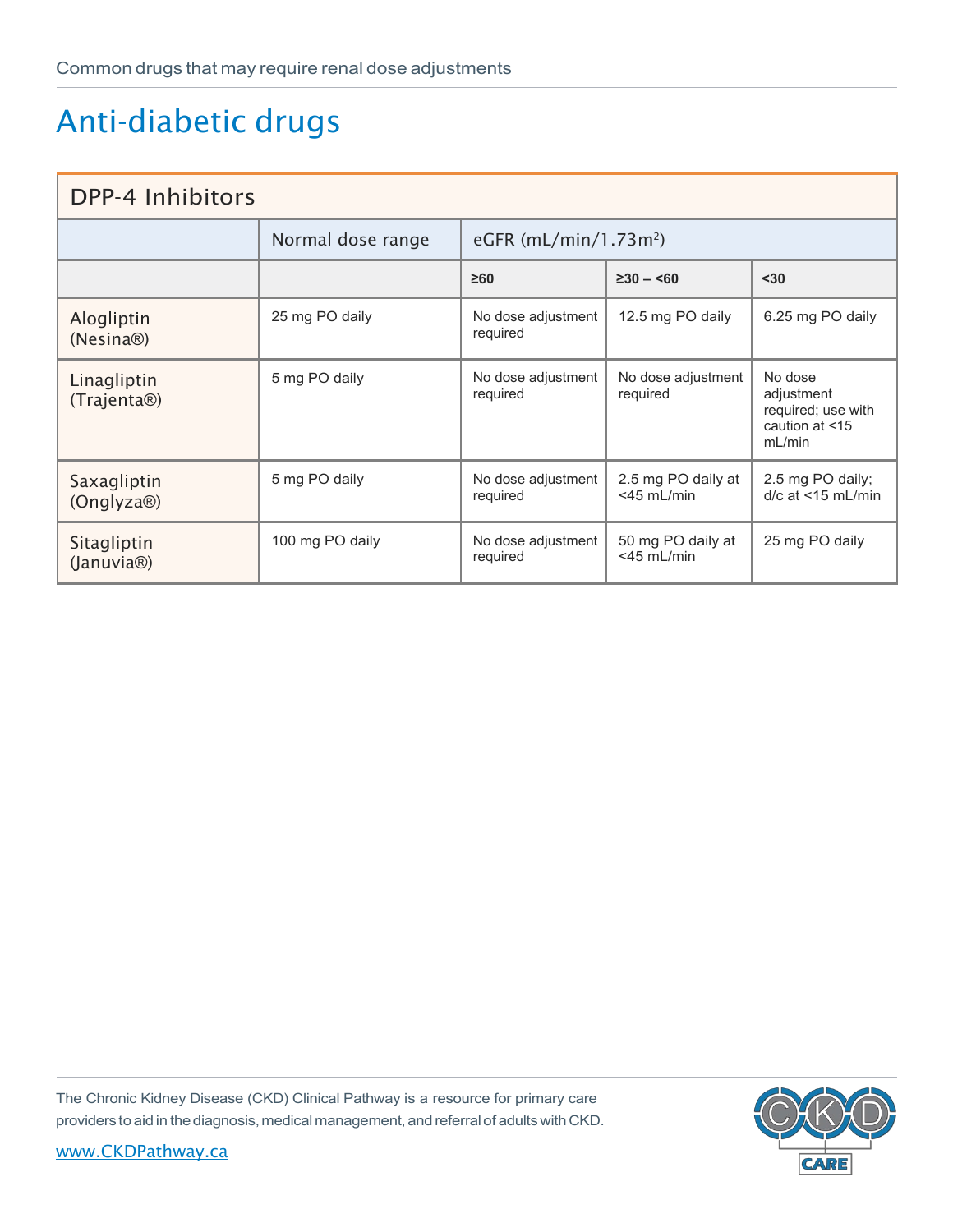# Anti-diabetic drugs

| DPP-4 Inhibitors | | | | |
|---|---|---|---|---|
| | Normal dose range | eGFR (mL/min/1.73m$^2$) | | |
| | | **≥60** | **≥30 – <60** | **<30** |
| Alogliptin (Nesina®) | 25 mg PO daily | No dose adjustment required | 12.5 mg PO daily | 6.25 mg PO daily |
| Linagliptin (Trajenta®) | 5 mg PO daily | No dose adjustment required | No dose adjustment required | No dose adjustment required; use with caution at <15 mL/min |
| Saxagliptin (Onglyza®) | 5 mg PO daily | No dose adjustment required | 2.5 mg PO daily at <45 mL/min | 2.5 mg PO daily; d/c at <15 mL/min |
| Sitagliptin (Januvia®) | 100 mg PO daily | No dose adjustment required | 50 mg PO daily at <45 mL/min | 25 mg PO daily |

The Chronic Kidney Disease (CKD) Clinical Pathway is a resource for primary care providers to aid in the diagnosis, medical management, and referral of adults with CKD.

www.CKDPathway.ca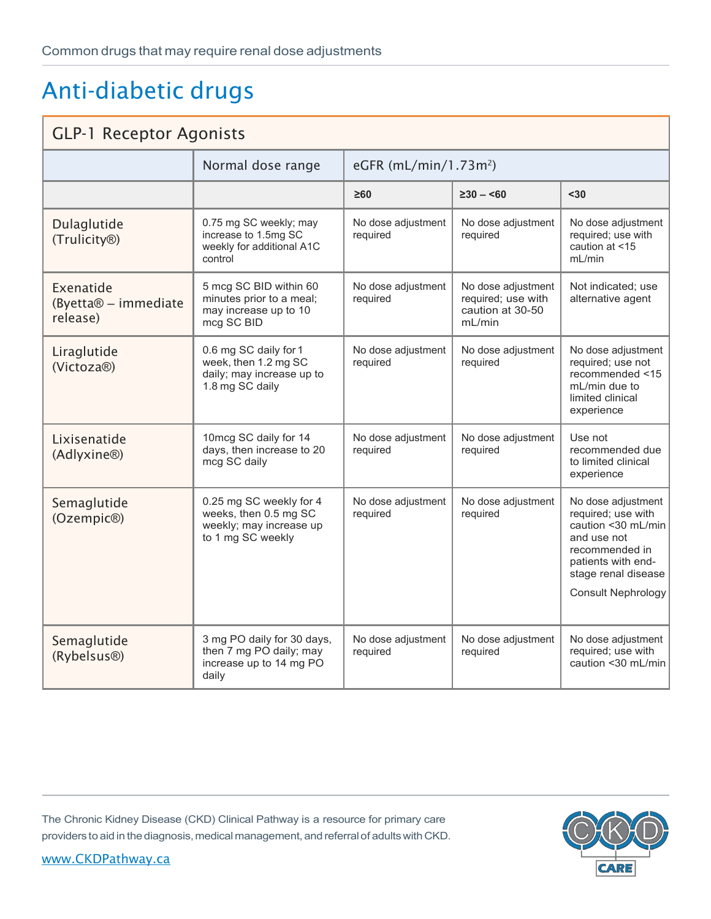# Anti-diabetic drugs

| GLP-1 Receptor Agonists | | | | |
|---|---|---|---|---|
| | Normal dose range | eGFR (mL/min/1.73m$^2$) | | |
| | | **≥60** | **≥30 – <60** | **<30** |
| Dulaglutide (Trulicity®) | 0.75 mg SC weekly; may increase to 1.5mg SC weekly for additional A1C control | No dose adjustment required | No dose adjustment required | No dose adjustment required; use with caution at <15 mL/min |
| Exenatide (Byetta® – immediate release) | 5 mcg SC BID within 60 minutes prior to a meal; may increase up to 10 mcg SC BID | No dose adjustment required | No dose adjustment required; use with caution at 30-50 mL/min | Not indicated; use alternative agent |
| Liraglutide (Victoza®) | 0.6 mg SC daily for 1 week, then 1.2 mg SC daily; may increase up to 1.8 mg SC daily | No dose adjustment required | No dose adjustment required | No dose adjustment required; use not recommended <15 mL/min due to limited clinical experience |
| Lixisenatide (Adlyxine®) | 10mcg SC daily for 14 days, then increase to 20 mcg SC daily | No dose adjustment required | No dose adjustment required | Use not recommended due to limited clinical experience |
| Semaglutide (Ozempic®) | 0.25 mg SC weekly for 4 weeks, then 0.5 mg SC weekly; may increase up to 1 mg SC weekly | No dose adjustment required | No dose adjustment required | No dose adjustment required; use with caution <30 mL/min and use not recommended in patients with end-stage renal disease<br><br>Consult Nephrology |
| Semaglutide (Rybelsus®) | 3 mg PO daily for 30 days, then 7 mg PO daily; may increase up to 14 mg PO daily | No dose adjustment required | No dose adjustment required | No dose adjustment required; use with caution <30 mL/min |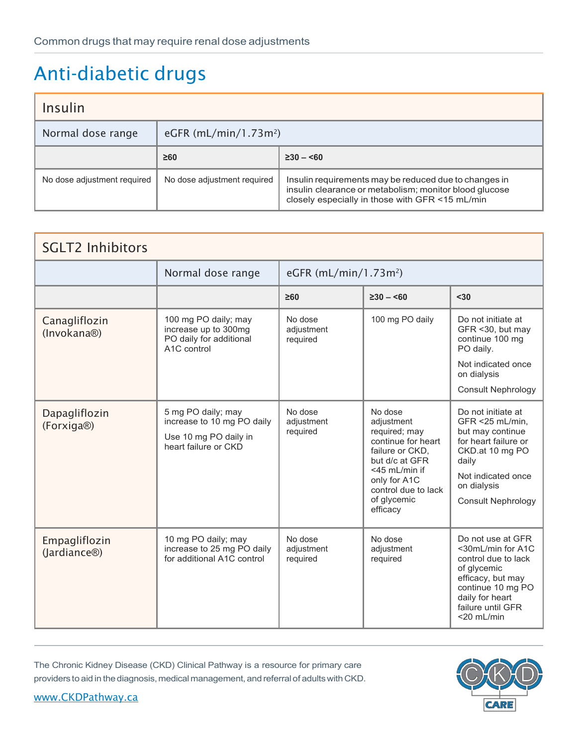# Anti-diabetic drugs

## Insulin

| Normal dose range | eGFR (mL/min/1.73m²) | |
|---|---|---|
| | **≥60** | **≥30 – <60** |
| No dose adjustment required | No dose adjustment required | Insulin requirements may be reduced due to changes in insulin clearance or metabolism; monitor blood glucose closely especially in those with GFR <15 mL/min |

## SGLT2 Inhibitors

| | Normal dose range | eGFR (mL/min/1.73m²) | | |
|---|---|---|---|---|
| | | **≥60** | **≥30 – <60** | **<30** |
| Canagliflozin (Invokana®) | 100 mg PO daily; may increase up to 300mg PO daily for additional A1C control | No dose adjustment required | 100 mg PO daily | Do not initiate at GFR <30, but may continue 100 mg PO daily. Not indicated once on dialysis. Consult Nephrology |
| Dapagliflozin (Forxiga®) | 5 mg PO daily; may increase to 10 mg PO daily. Use 10 mg PO daily in heart failure or CKD | No dose adjustment required | No dose adjustment required; may continue for heart failure or CKD, but d/c at GFR <45 mL/min if only for A1C control due to lack of glycemic efficacy | Do not initiate at GFR <25 mL/min, but may continue for heart failure or CKD.at 10 mg PO daily. Not indicated once on dialysis. Consult Nephrology |
| Empagliflozin (Jardiance®) | 10 mg PO daily; may increase to 25 mg PO daily for additional A1C control | No dose adjustment required | No dose adjustment required | Do not use at GFR <30mL/min for A1C control due to lack of glycemic efficacy, but may continue 10 mg PO daily for heart failure until GFR <20 mL/min |

The Chronic Kidney Disease (CKD) Clinical Pathway is a resource for primary care providers to aid in the diagnosis, medical management, and referral of adults with CKD.

www.CKDPathway.ca